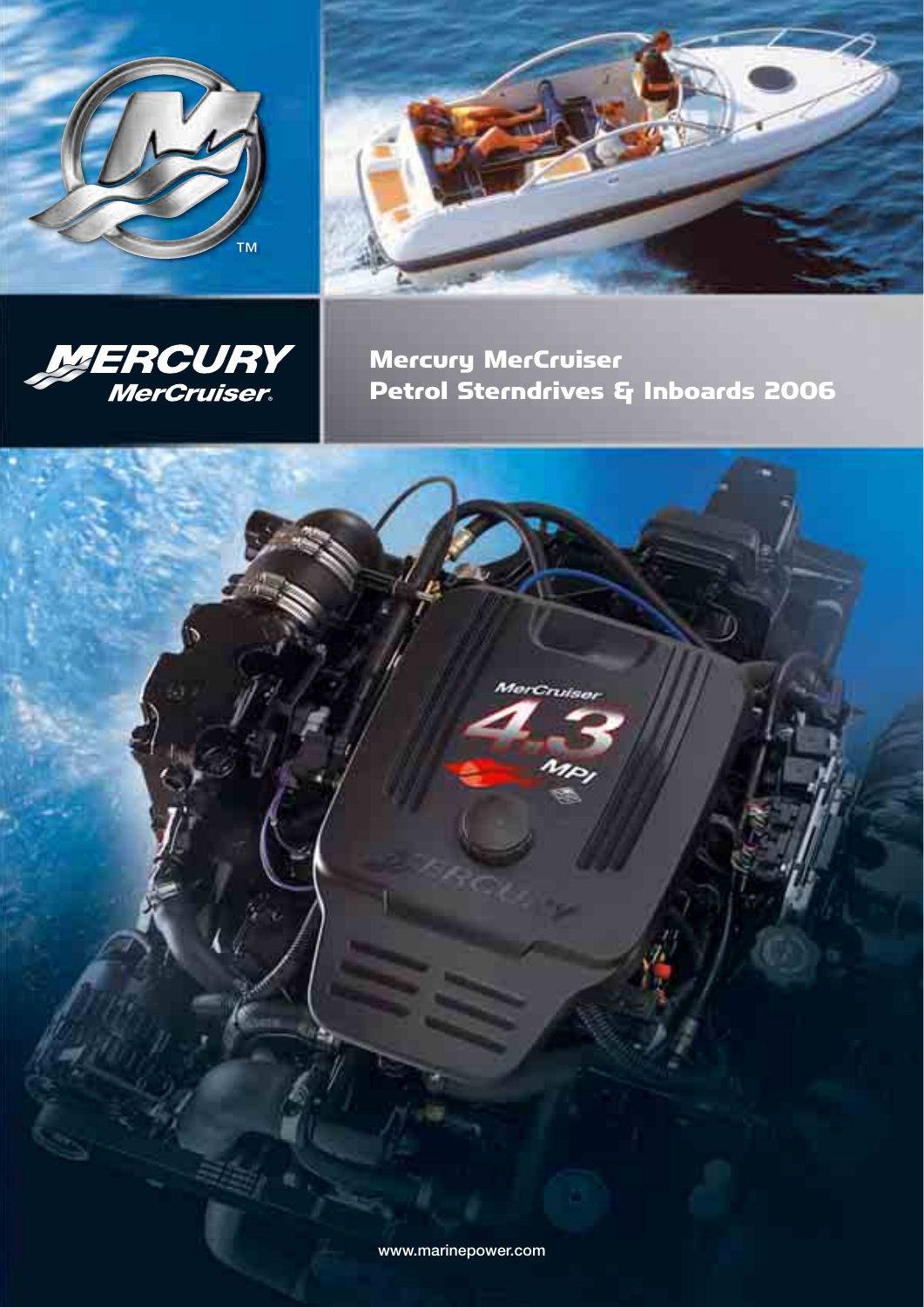# Mercury MerCruiser Petrol Sterndrives & Inboards 2006

www.marinepower.com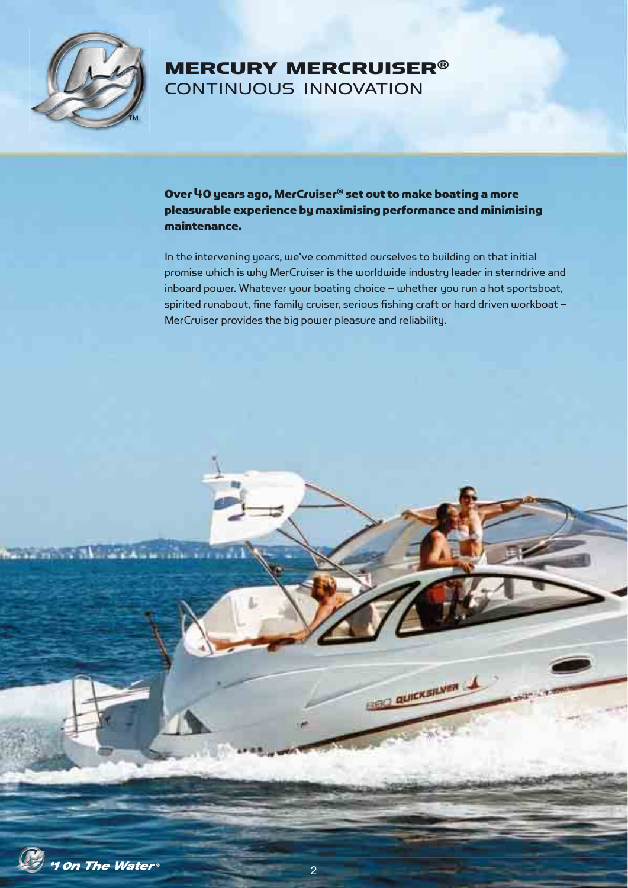# MERCURY MERCRUISER®

## CONTINUOUS INNOVATION

**Over 40 years ago, MerCruiser® set out to make boating a more pleasurable experience by maximising performance and minimising maintenance.**

In the intervening years, we've committed ourselves to building on that initial promise which is why MerCruiser is the worldwide industry leader in sterndrive and inboard power. Whatever your boating choice – whether you run a hot sportsboat, spirited runabout, fine family cruiser, serious fishing craft or hard driven workboat – MerCruiser provides the big power pleasure and reliability.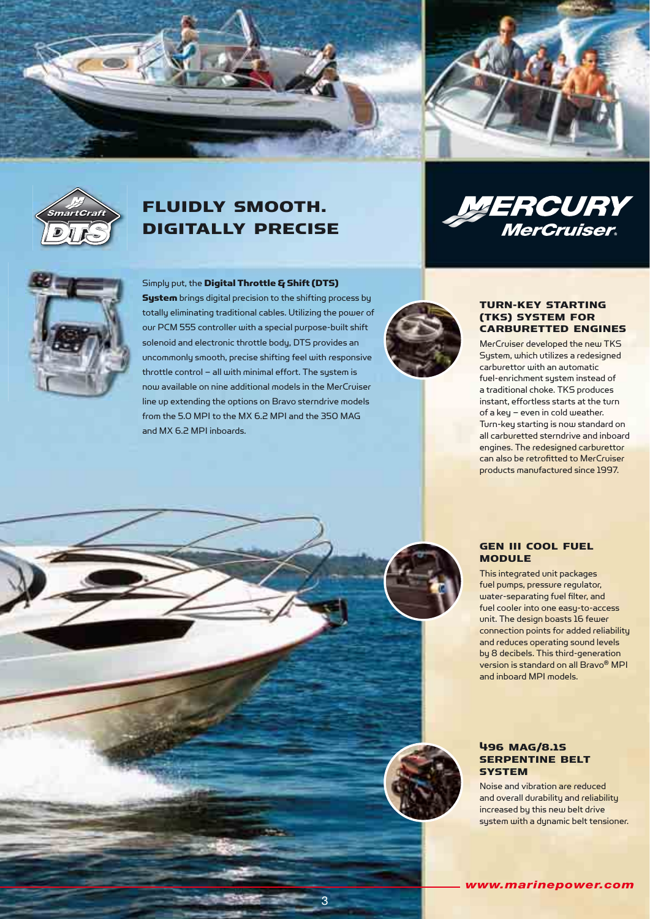## FLUIDLY SMOOTH. DIGITALLY PRECISE

Simply put, the **Digital Throttle & Shift (DTS) System** brings digital precision to the shifting process by totally eliminating traditional cables. Utilizing the power of our PCM 555 controller with a special purpose-built shift solenoid and electronic throttle body, DTS provides an uncommonly smooth, precise shifting feel with responsive throttle control – all with minimal effort. The system is now available on nine additional models in the MerCruiser line up extending the options on Bravo sterndrive models from the 5.0 MPI to the MX 6.2 MPI and the 350 MAG and MX 6.2 MPI inboards.

### TURN-KEY STARTING (TKS) SYSTEM FOR CARBURETTED ENGINES

MerCruiser developed the new TKS System, which utilizes a redesigned carburettor with an automatic fuel-enrichment system instead of a traditional choke. TKS produces instant, effortless starts at the turn of a key – even in cold weather. Turn-key starting is now standard on all carburetted sterndrive and inboard engines. The redesigned carburettor can also be retrofitted to MerCruiser products manufactured since 1997.

### GEN III COOL FUEL MODULE

This integrated unit packages fuel pumps, pressure regulator, water-separating fuel filter, and fuel cooler into one easy-to-access unit. The design boasts 16 fewer connection points for added reliability and reduces operating sound levels by 8 decibels. This third-generation version is standard on all Bravo® MPI and inboard MPI models.

### 496 MAG/8.1S SERPENTINE BELT SYSTEM

Noise and vibration are reduced and overall durability and reliability increased by this new belt drive system with a dynamic belt tensioner.

*www.marinepower.com*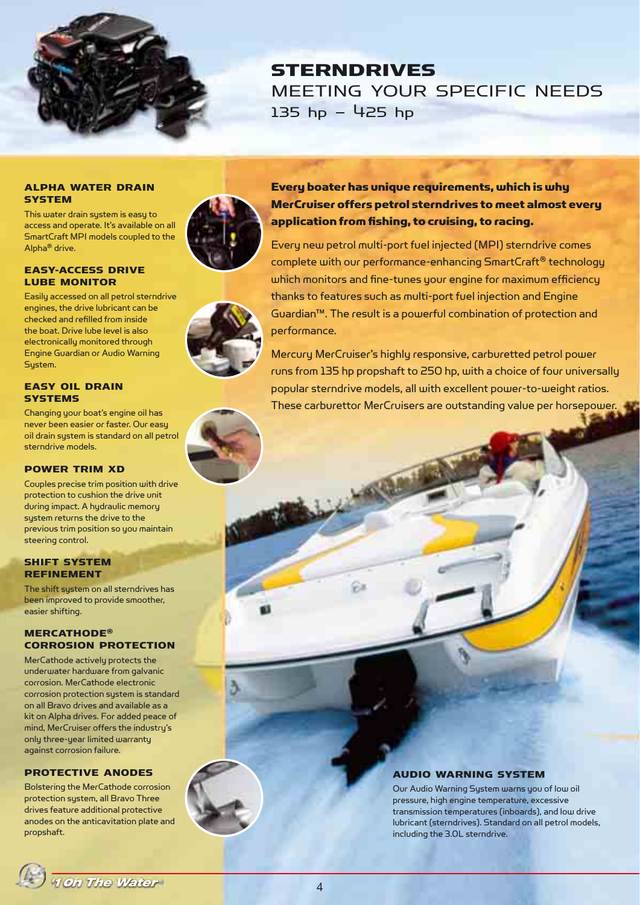# STERNDRIVES

## MEETING YOUR SPECIFIC NEEDS

135 hp – 425 hp

**Every boater has unique requirements, which is why MerCruiser offers petrol sterndrives to meet almost every application from fishing, to cruising, to racing.**

Every new petrol multi-port fuel injected (MPI) sterndrive comes complete with our performance-enhancing SmartCraft® technology which monitors and fine-tunes your engine for maximum efficiency thanks to features such as multi-port fuel injection and Engine Guardian™. The result is a powerful combination of protection and performance.

Mercury MerCruiser's highly responsive, carburetted petrol power runs from 135 hp propshaft to 250 hp, with a choice of four universally popular sterndrive models, all with excellent power-to-weight ratios. These carburettor MerCruisers are outstanding value per horsepower.

### ALPHA WATER DRAIN SYSTEM

This water drain system is easy to access and operate. It's available on all SmartCraft MPI models coupled to the Alpha® drive.

### EASY-ACCESS DRIVE LUBE MONITOR

Easily accessed on all petrol sterndrive engines, the drive lubricant can be checked and refilled from inside the boat. Drive lube level is also electronically monitored through Engine Guardian or Audio Warning System.

### EASY OIL DRAIN SYSTEMS

Changing your boat's engine oil has never been easier or faster. Our easy oil drain system is standard on all petrol sterndrive models.

### POWER TRIM XD

Couples precise trim position with drive protection to cushion the drive unit during impact. A hydraulic memory system returns the drive to the previous trim position so you maintain steering control.

### SHIFT SYSTEM REFINEMENT

The shift system on all sterndrives has been improved to provide smoother, easier shifting.

### MERCATHODE® CORROSION PROTECTION

MerCathode actively protects the underwater hardware from galvanic corrosion. MerCathode electronic corrosion protection system is standard on all Bravo drives and available as a kit on Alpha drives. For added peace of mind, MerCruiser offers the industry's only three-year limited warranty against corrosion failure.

### PROTECTIVE ANODES

Bolstering the MerCathode corrosion protection system, all Bravo Three drives feature additional protective anodes on the anticavitation plate and propshaft.

### AUDIO WARNING SYSTEM

Our Audio Warning System warns you of low oil pressure, high engine temperature, excessive transmission temperatures (inboards), and low drive lubricant (sterndrives). Standard on all petrol models, including the 3.0L sterndrive.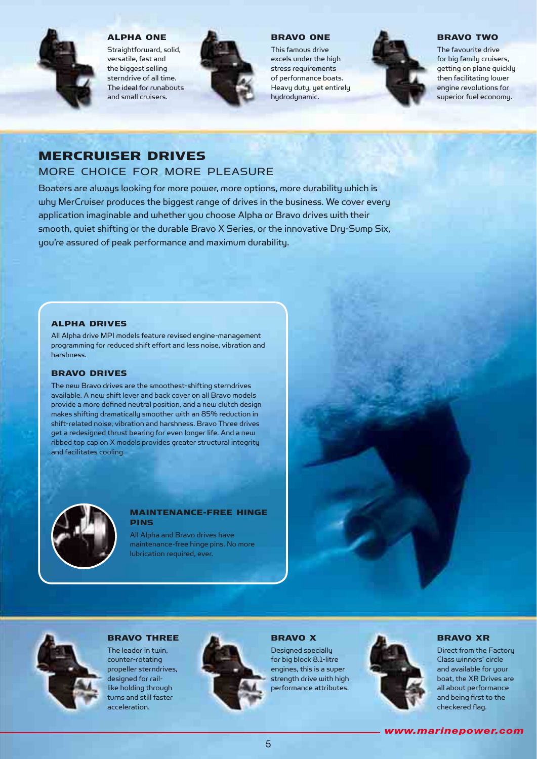### ALPHA ONE

Straightforward, solid, versatile, fast and the biggest selling sterndrive of all time. The ideal for runabouts and small cruisers.

### BRAVO ONE

This famous drive excels under the high stress requirements of performance boats. Heavy duty, yet entirely hydrodynamic.

### BRAVO TWO

The favourite drive for big family cruisers, getting on plane quickly then facilitating lower engine revolutions for superior fuel economy.

# MERCRUISER DRIVES

## MORE CHOICE FOR MORE PLEASURE

Boaters are always looking for more power, more options, more durability which is why MerCruiser produces the biggest range of drives in the business. We cover every application imaginable and whether you choose Alpha or Bravo drives with their smooth, quiet shifting or the durable Bravo X Series, or the innovative Dry-Sump Six, you're assured of peak performance and maximum durability.

### ALPHA DRIVES

All Alpha drive MPI models feature revised engine-management programming for reduced shift effort and less noise, vibration and harshness.

### BRAVO DRIVES

The new Bravo drives are the smoothest-shifting sterndrives available. A new shift lever and back cover on all Bravo models provide a more defined neutral position, and a new clutch design makes shifting dramatically smoother with an 85% reduction in shift-related noise, vibration and harshness. Bravo Three drives get a redesigned thrust bearing for even longer life. And a new ribbed top cap on X models provides greater structural integrity and facilitates cooling.

### MAINTENANCE-FREE HINGE PINS

All Alpha and Bravo drives have maintenance-free hinge pins. No more lubrication required, ever.

### BRAVO THREE

The leader in twin, counter-rotating propeller sterndrives, designed for rail-like holding through turns and still faster acceleration.

### BRAVO X

Designed specially for big block 8.1-litre engines, this is a super strength drive with high performance attributes.

### BRAVO XR

Direct from the Factory Class winners' circle and available for your boat, the XR Drives are all about performance and being first to the checkered flag.

*www.marinepower.com*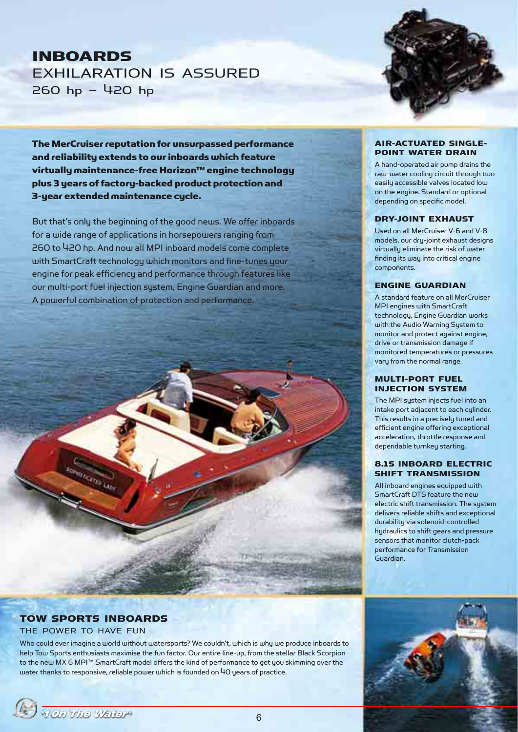# INBOARDS

## EXHILARATION IS ASSURED

260 hp – 420 hp

**The MerCruiser reputation for unsurpassed performance and reliability extends to our inboards which feature virtually maintenance-free Horizon™ engine technology plus 3 years of factory-backed product protection and 3-year extended maintenance cycle.**

But that's only the beginning of the good news. We offer inboards for a wide range of applications in horsepowers ranging from 260 to 420 hp. And now all MPI inboard models come complete with SmartCraft technology which monitors and fine-tunes your engine for peak efficiency and performance through features like our multi-port fuel injection system, Engine Guardian and more. A powerful combination of protection and performance.

### AIR-ACTUATED SINGLE-POINT WATER DRAIN

A hand-operated air pump drains the raw-water cooling circuit through two easily accessible valves located low on the engine. Standard or optional depending on specific model.

### DRY-JOINT EXHAUST

Used on all MerCruiser V-6 and V-8 models, our dry-joint exhaust designs virtually eliminate the risk of water finding its way into critical engine components.

### ENGINE GUARDIAN

A standard feature on all MerCruiser MPI engines with SmartCraft technology, Engine Guardian works with the Audio Warning System to monitor and protect against engine, drive or transmission damage if monitored temperatures or pressures vary from the normal range.

### MULTI-PORT FUEL INJECTION SYSTEM

The MPI system injects fuel into an intake port adjacent to each cylinder. This results in a precisely tuned and efficient engine offering exceptional acceleration, throttle response and dependable turnkey starting.

### 8.1S INBOARD ELECTRIC SHIFT TRANSMISSION

All inboard engines equipped with SmartCraft DTS feature the new electric shift transmission. The system delivers reliable shifts and exceptional durability via solenoid-controlled hydraulics to shift gears and pressure sensors that monitor clutch-pack performance for Transmission Guardian.

# TOW SPORTS INBOARDS

## THE POWER TO HAVE FUN

Who could ever imagine a world without watersports? We couldn't, which is why we produce inboards to help Tow Sports enthusiasts maximise the fun factor. Our entire line-up, from the stellar Black Scorpion to the new MX 6 MPI™ SmartCraft model offers the kind of performance to get you skimming over the water thanks to responsive, reliable power which is founded on 40 years of practice.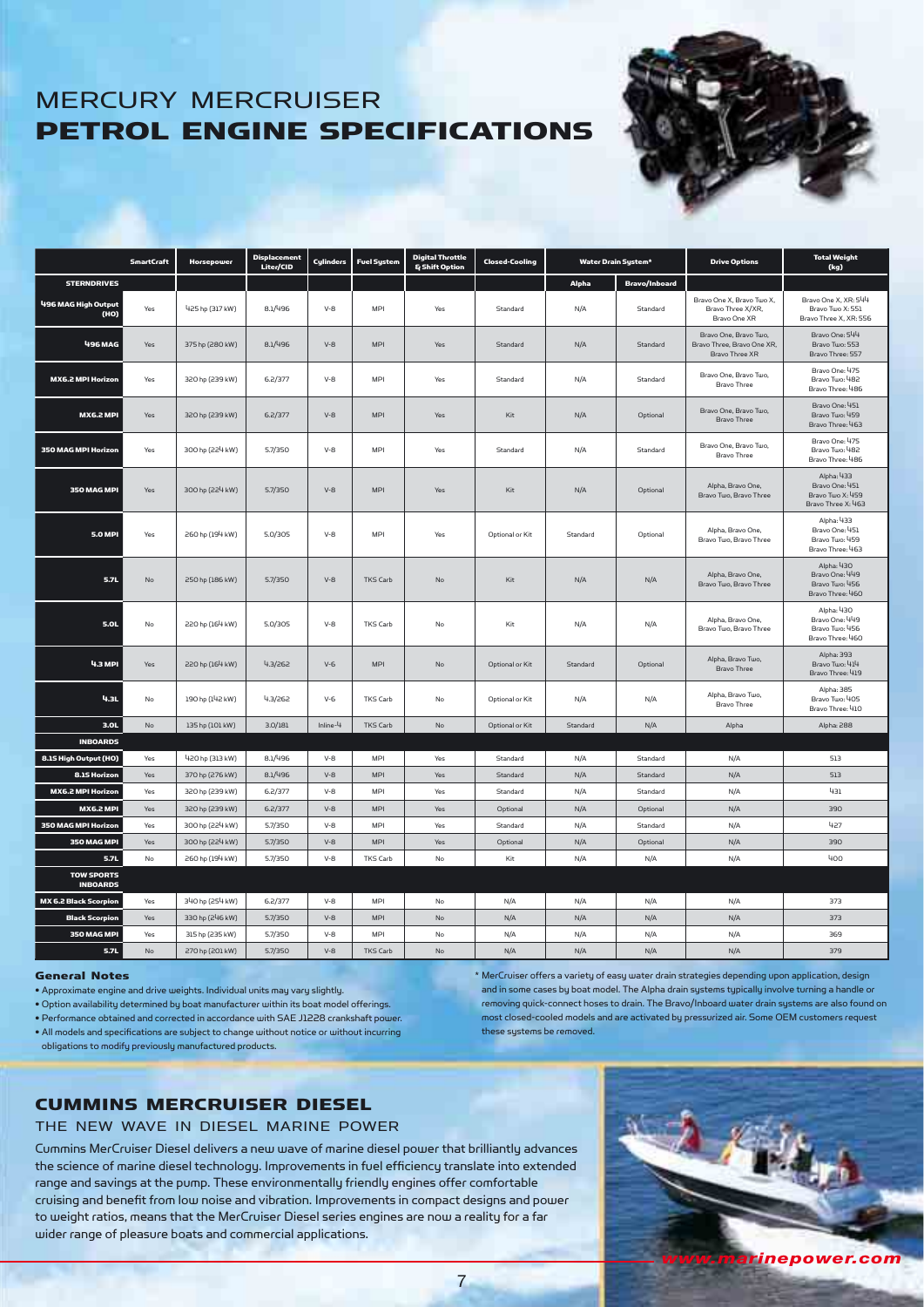# MERCURY MERCRUISER
# PETROL ENGINE SPECIFICATIONS

| | SmartCraft | Horsepower | Displacement Liter/CID | Cylinders | Fuel System | Digital Throttle & Shift Option | Closed-Cooling | Water Drain System* | | Drive Options | Total Weight (kg) |
|---|---|---|---|---|---|---|---|---|---|---|---|
| **STERNDRIVES** | | | | | | | | Alpha | Bravo/Inboard | | |
| **496 MAG High Output (HO)** | Yes | 425 hp (317 kW) | 8.1/496 | V-8 | MPI | Yes | Standard | N/A | Standard | Bravo One X, Bravo Two X, Bravo Three X/XR, Bravo One XR | Bravo One X, XR: 544 Bravo Two X: 551 Bravo Three X, XR: 556 |
| **496 MAG** | Yes | 375 hp (280 kW) | 8.1/496 | V-8 | MPI | Yes | Standard | N/A | Standard | Bravo One X, Bravo Two, Bravo Three, Bravo One XR, Bravo Three XR | Bravo One: 544 Bravo Two: 553 Bravo Three: 557 |
| **MX6.2 MPI Horizon** | Yes | 320 hp (239 kW) | 6.2/377 | V-8 | MPI | Yes | Standard | N/A | Standard | Bravo One, Bravo Two, Bravo Three | Bravo One: 475 Bravo Two: 482 Bravo Three: 486 |
| **MX6.2 MPI** | Yes | 320 hp (239 kW) | 6.2/377 | V-8 | MPI | Yes | Kit | N/A | Optional | Bravo One, Bravo Two, Bravo Three | Bravo One: 451 Bravo Two: 459 Bravo Three: 463 |
| **350 MAG MPI Horizon** | Yes | 300 hp (224 kW) | 5.7/350 | V-8 | MPI | Yes | Standard | N/A | Standard | Bravo One, Bravo Two, Bravo Three | Bravo One: 475 Bravo Two: 482 Bravo Three: 486 |
| **350 MAG MPI** | Yes | 300 hp (224 kW) | 5.7/350 | V-8 | MPI | Yes | Kit | N/A | Optional | Alpha, Bravo One, Bravo Two, Bravo Three | Alpha: 433 Bravo One: 451 Bravo Two X: 459 Bravo Three X: 463 |
| **5.0 MPI** | Yes | 260 hp (194 kW) | 5.0/305 | V-8 | MPI | Yes | Optional or Kit | Standard | Optional | Alpha, Bravo One, Bravo Two, Bravo Three | Alpha: 433 Bravo One: 451 Bravo Two: 459 Bravo Three: 463 |
| **5.7L** | No | 250 hp (186 kW) | 5.7/350 | V-8 | TKS Carb | No | Kit | N/A | N/A | Alpha, Bravo One, Bravo Two, Bravo Three | Alpha: 430 Bravo One: 449 Bravo Two: 456 Bravo Three: 460 |
| **5.0L** | No | 220 hp (164 kW) | 5.0/305 | V-8 | TKS Carb | No | Kit | N/A | N/A | Alpha, Bravo One, Bravo Two, Bravo Three | Alpha: 430 Bravo One: 449 Bravo Two: 456 Bravo Three: 460 |
| **4.3 MPI** | Yes | 220 hp (164 kW) | 4.3/262 | V-6 | MPI | No | Optional or Kit | Standard | Optional | Alpha, Bravo Two, Bravo Three | Alpha: 393 Bravo Two: 414 Bravo Three: 419 |
| **4.3L** | No | 190 hp (142 kW) | 4.3/262 | V-6 | TKS Carb | No | Optional or Kit | N/A | N/A | Alpha, Bravo Two, Bravo Three | Alpha: 385 Bravo Two: 405 Bravo Three: 410 |
| **3.0L** | No | 135 hp (101 kW) | 3.0/181 | Inline-4 | TKS Carb | No | Optional or Kit | Standard | N/A | Alpha | Alpha: 288 |
| **INBOARDS** | | | | | | | | | | | |
| **8.1S High Output (HO)** | Yes | 420 hp (313 kW) | 8.1/496 | V-8 | MPI | Yes | Standard | N/A | Standard | N/A | 513 |
| **8.1S Horizon** | Yes | 370 hp (276 kW) | 8.1/496 | V-8 | MPI | Yes | Standard | N/A | Standard | N/A | 513 |
| **MX6.2 MPI Horizon** | Yes | 320 hp (239 kW) | 6.2/377 | V-8 | MPI | Yes | Standard | N/A | Standard | N/A | 431 |
| **MX6.2 MPI** | Yes | 320 hp (239 kW) | 6.2/377 | V-8 | MPI | Yes | Optional | N/A | Optional | N/A | 390 |
| **350 MAG MPI Horizon** | Yes | 300 hp (224 kW) | 5.7/350 | V-8 | MPI | Yes | Standard | N/A | Standard | N/A | 427 |
| **350 MAG MPI** | Yes | 300 hp (224 kW) | 5.7/350 | V-8 | MPI | Yes | Optional | N/A | Optional | N/A | 390 |
| **5.7L** | No | 260 hp (194 kW) | 5.7/350 | V-8 | TKS Carb | No | Kit | N/A | N/A | N/A | 400 |
| **TOW SPORTS INBOARDS** | | | | | | | | | | | |
| **MX 6.2 Black Scorpion** | Yes | 340 hp (254 kW) | 6.2/377 | V-8 | MPI | No | N/A | N/A | N/A | N/A | 373 |
| **Black Scorpion** | Yes | 330 hp (246 kW) | 5.7/350 | V-8 | MPI | No | N/A | N/A | N/A | N/A | 373 |
| **350 MAG MPI** | Yes | 315 hp (235 kW) | 5.7/350 | V-8 | MPI | No | N/A | N/A | N/A | N/A | 369 |
| **5.7L** | No | 270 hp (201 kW) | 5.7/350 | V-8 | TKS Carb | No | N/A | N/A | N/A | N/A | 379 |

### General Notes

- Approximate engine and drive weights. Individual units may vary slightly.
- Option availability determined by boat manufacturer within its boat model offerings.
- Performance obtained and corrected in accordance with SAE J1228 crankshaft power.
- All models and specifications are subject to change without notice or without incurring obligations to modify previously manufactured products.

\* MerCruiser offers a variety of easy water drain strategies depending upon application, design and in some cases by boat model. The Alpha drain systems typically involve turning a handle or removing quick-connect hoses to drain. The Bravo/Inboard water drain systems are also found on most closed-cooled models and are activated by pressurized air. Some OEM customers request these systems be removed.

## CUMMINS MERCRUISER DIESEL

THE NEW WAVE IN DIESEL MARINE POWER

Cummins MerCruiser Diesel delivers a new wave of marine diesel power that brilliantly advances the science of marine diesel technology. Improvements in fuel efficiency translate into extended range and savings at the pump. These environmentally friendly engines offer comfortable cruising and benefit from low noise and vibration. Improvements in compact designs and power to weight ratios, means that the MerCruiser Diesel series engines are now a reality for a far wider range of pleasure boats and commercial applications.

www.marinepower.com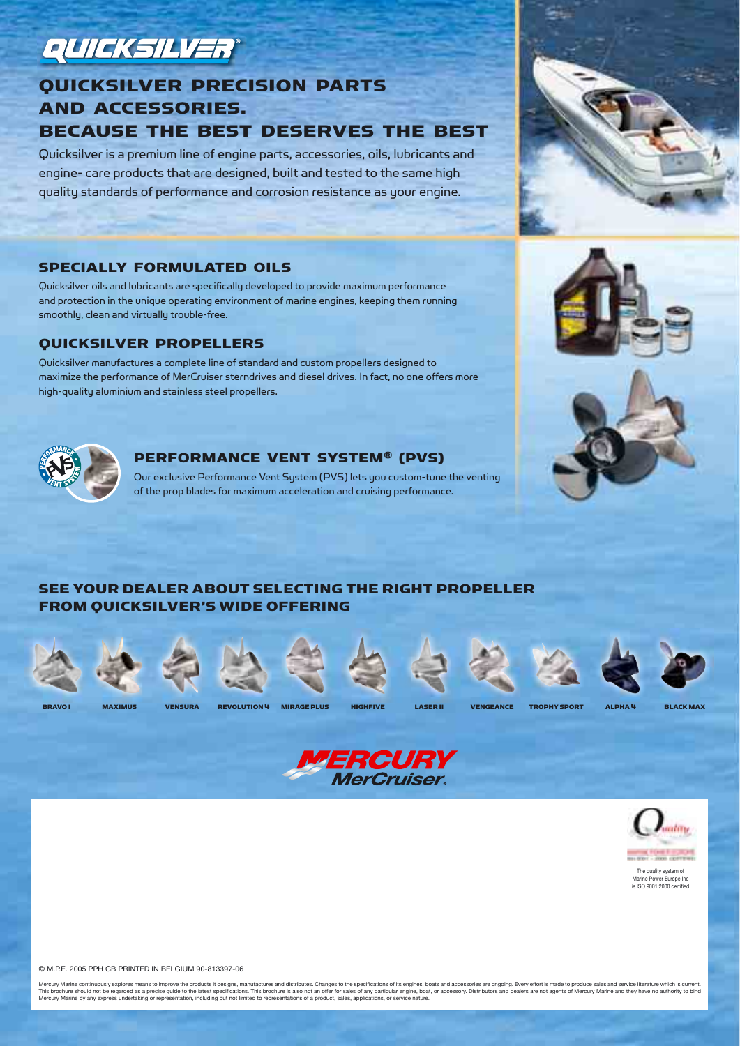QUICKSILVER®

# QUICKSILVER PRECISION PARTS AND ACCESSORIES. BECAUSE THE BEST DESERVES THE BEST

Quicksilver is a premium line of engine parts, accessories, oils, lubricants and engine- care products that are designed, built and tested to the same high quality standards of performance and corrosion resistance as your engine.

## SPECIALLY FORMULATED OILS

Quicksilver oils and lubricants are specifically developed to provide maximum performance and protection in the unique operating environment of marine engines, keeping them running smoothly, clean and virtually trouble-free.

## QUICKSILVER PROPELLERS

Quicksilver manufactures a complete line of standard and custom propellers designed to maximize the performance of MerCruiser sterndrives and diesel drives. In fact, no one offers more high-quality aluminium and stainless steel propellers.

## PERFORMANCE VENT SYSTEM® (PVS)

Our exclusive Performance Vent System (PVS) lets you custom-tune the venting of the prop blades for maximum acceleration and cruising performance.

## SEE YOUR DEALER ABOUT SELECTING THE RIGHT PROPELLER FROM QUICKSILVER'S WIDE OFFERING

BRAVO I — MAXIMUS — VENSURA — REVOLUTION 4 — MIRAGE PLUS — HIGHFIVE — LASER II — VENGEANCE — TROPHY SPORT — ALPHA 4 — BLACK MAX

MERCURY MerCruiser.

The quality system of Marine Power Europe Inc is ISO 9001:2000 certified

© M.P.E. 2005 PPH GB PRINTED IN BELGIUM 90-813397-06

Mercury Marine continuously explores means to improve the products it designs, manufactures and distributes. Changes to the specifications of its engines, boats and accessories are ongoing. Every effort is made to produce sales and service literature which is current. This brochure should not be regarded as a precise guide to the latest specifications. This brochure is also not an offer for sales of any particular engine, boat, or accessory. Distributors and dealers are not agents of Mercury Marine and they have no authority to bind Mercury Marine by any express undertaking or representation, including but not limited to representations of a product, sales, applications, or service nature.